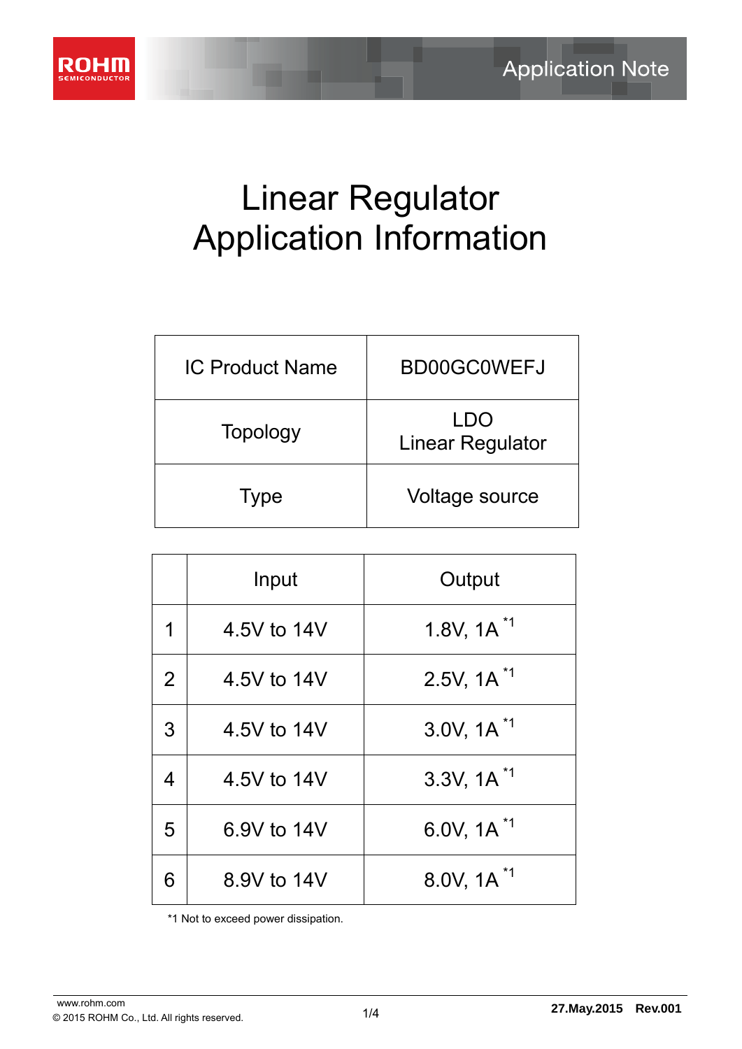# Linear Regulator Application Information

| IC Product Name | BD00GC0WEFJ |
|---|---|
| Topology | LDO Linear Regulator |
| Type | Voltage source |

| | Input | Output |
|---|---|---|
| 1 | 4.5V to 14V | 1.8V, 1A *1 |
| 2 | 4.5V to 14V | 2.5V, 1A *1 |
| 3 | 4.5V to 14V | 3.0V, 1A *1 |
| 4 | 4.5V to 14V | 3.3V, 1A *1 |
| 5 | 6.9V to 14V | 6.0V, 1A *1 |
| 6 | 8.9V to 14V | 8.0V, 1A *1 |

*1 Not to exceed power dissipation.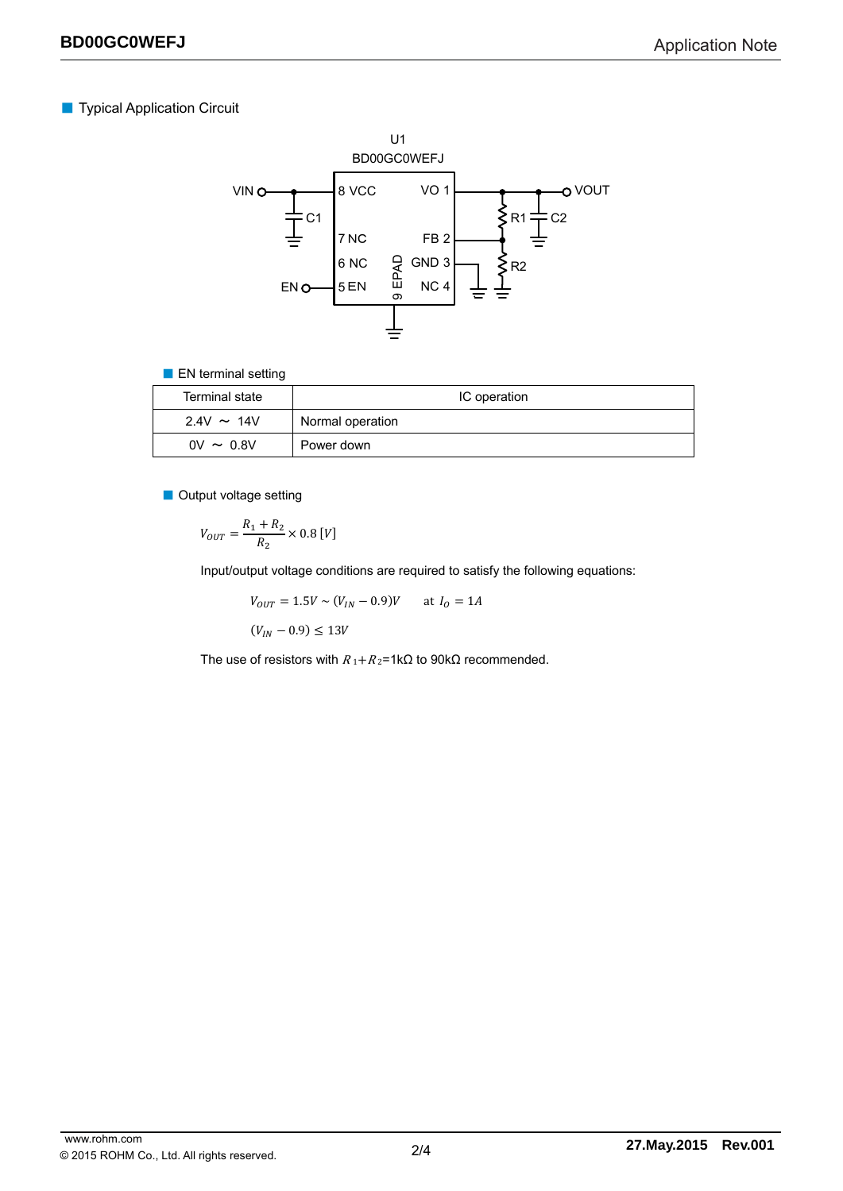## Typical Application Circuit

## EN terminal setting

| Terminal state | IC operation |
|---|---|
| 2.4V ～ 14V | Normal operation |
| 0V ～ 0.8V | Power down |

## Output voltage setting

$$V_{OUT} = \frac{R_1 + R_2}{R_2} \times 0.8\,[V]$$

Input/output voltage conditions are required to satisfy the following equations:

$$V_{OUT} = 1.5V \sim (V_{IN} - 0.9)V \quad \text{at } I_O = 1A$$

$$(V_{IN} - 0.9) \leq 13V$$

The use of resistors with $R_1 + R_2$=1kΩ to 90kΩ recommended.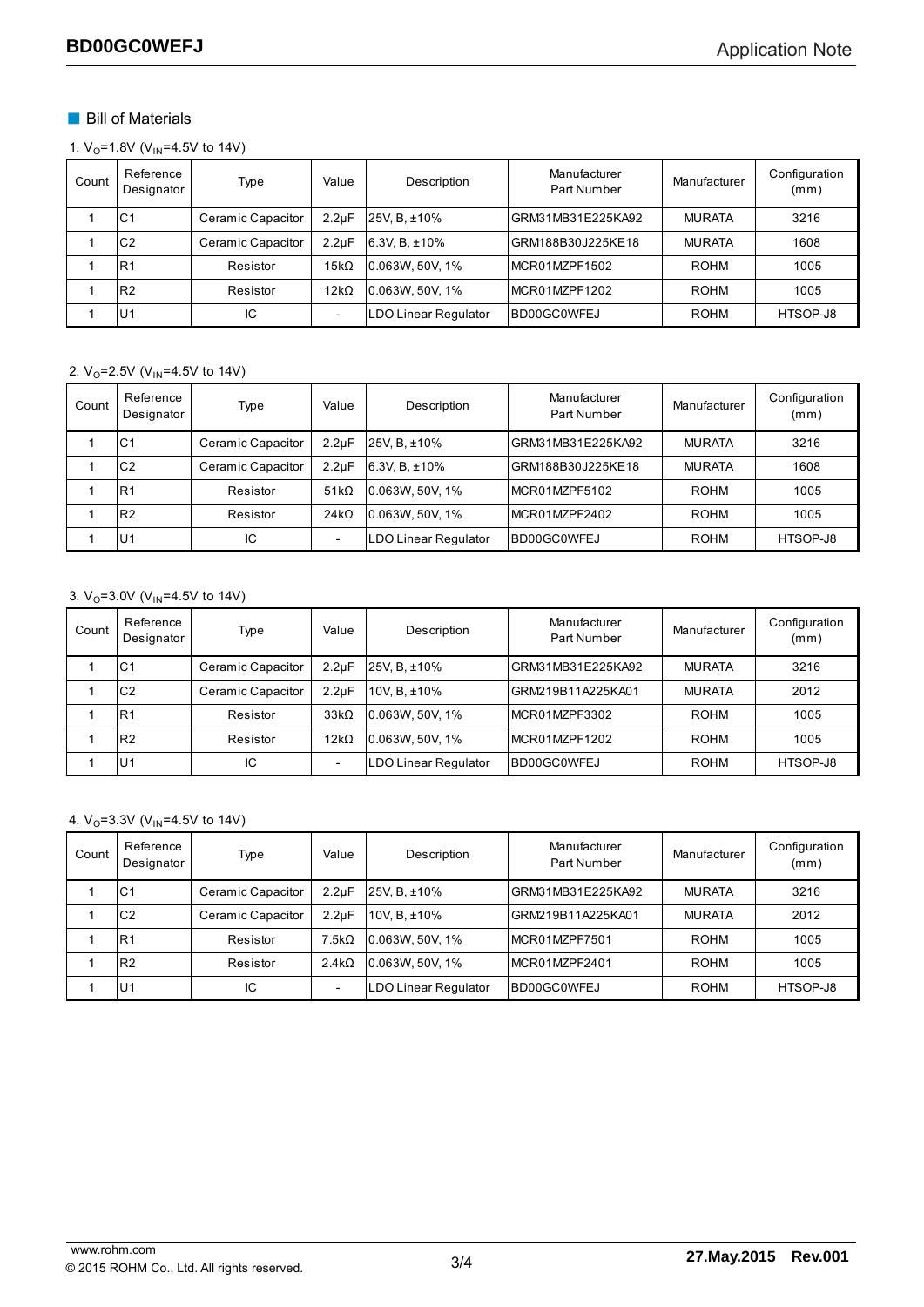## Bill of Materials

1. $V_O$=1.8V ($V_{IN}$=4.5V to 14V)

| Count | Reference Designator | Type | Value | Description | Manufacturer Part Number | Manufacturer | Configuration (mm) |
|---|---|---|---|---|---|---|---|
| 1 | C1 | Ceramic Capacitor | 2.2µF | 25V, B, ±10% | GRM31MB31E225KA92 | MURATA | 3216 |
| 1 | C2 | Ceramic Capacitor | 2.2µF | 6.3V, B, ±10% | GRM188B30J225KE18 | MURATA | 1608 |
| 1 | R1 | Resistor | 15kΩ | 0.063W, 50V, 1% | MCR01MZPF1502 | ROHM | 1005 |
| 1 | R2 | Resistor | 12kΩ | 0.063W, 50V, 1% | MCR01MZPF1202 | ROHM | 1005 |
| 1 | U1 | IC | - | LDO Linear Regulator | BD00GC0WFEJ | ROHM | HTSOP-J8 |

2. $V_O$=2.5V ($V_{IN}$=4.5V to 14V)

| Count | Reference Designator | Type | Value | Description | Manufacturer Part Number | Manufacturer | Configuration (mm) |
|---|---|---|---|---|---|---|---|
| 1 | C1 | Ceramic Capacitor | 2.2µF | 25V, B, ±10% | GRM31MB31E225KA92 | MURATA | 3216 |
| 1 | C2 | Ceramic Capacitor | 2.2µF | 6.3V, B, ±10% | GRM188B30J225KE18 | MURATA | 1608 |
| 1 | R1 | Resistor | 51kΩ | 0.063W, 50V, 1% | MCR01MZPF5102 | ROHM | 1005 |
| 1 | R2 | Resistor | 24kΩ | 0.063W, 50V, 1% | MCR01MZPF2402 | ROHM | 1005 |
| 1 | U1 | IC | - | LDO Linear Regulator | BD00GC0WFEJ | ROHM | HTSOP-J8 |

3. $V_O$=3.0V ($V_{IN}$=4.5V to 14V)

| Count | Reference Designator | Type | Value | Description | Manufacturer Part Number | Manufacturer | Configuration (mm) |
|---|---|---|---|---|---|---|---|
| 1 | C1 | Ceramic Capacitor | 2.2µF | 25V, B, ±10% | GRM31MB31E225KA92 | MURATA | 3216 |
| 1 | C2 | Ceramic Capacitor | 2.2µF | 10V, B, ±10% | GRM219B11A225KA01 | MURATA | 2012 |
| 1 | R1 | Resistor | 33kΩ | 0.063W, 50V, 1% | MCR01MZPF3302 | ROHM | 1005 |
| 1 | R2 | Resistor | 12kΩ | 0.063W, 50V, 1% | MCR01MZPF1202 | ROHM | 1005 |
| 1 | U1 | IC | - | LDO Linear Regulator | BD00GC0WFEJ | ROHM | HTSOP-J8 |

4. $V_O$=3.3V ($V_{IN}$=4.5V to 14V)

| Count | Reference Designator | Type | Value | Description | Manufacturer Part Number | Manufacturer | Configuration (mm) |
|---|---|---|---|---|---|---|---|
| 1 | C1 | Ceramic Capacitor | 2.2µF | 25V, B, ±10% | GRM31MB31E225KA92 | MURATA | 3216 |
| 1 | C2 | Ceramic Capacitor | 2.2µF | 10V, B, ±10% | GRM219B11A225KA01 | MURATA | 2012 |
| 1 | R1 | Resistor | 7.5kΩ | 0.063W, 50V, 1% | MCR01MZPF7501 | ROHM | 1005 |
| 1 | R2 | Resistor | 2.4kΩ | 0.063W, 50V, 1% | MCR01MZPF2401 | ROHM | 1005 |
| 1 | U1 | IC | - | LDO Linear Regulator | BD00GC0WFEJ | ROHM | HTSOP-J8 |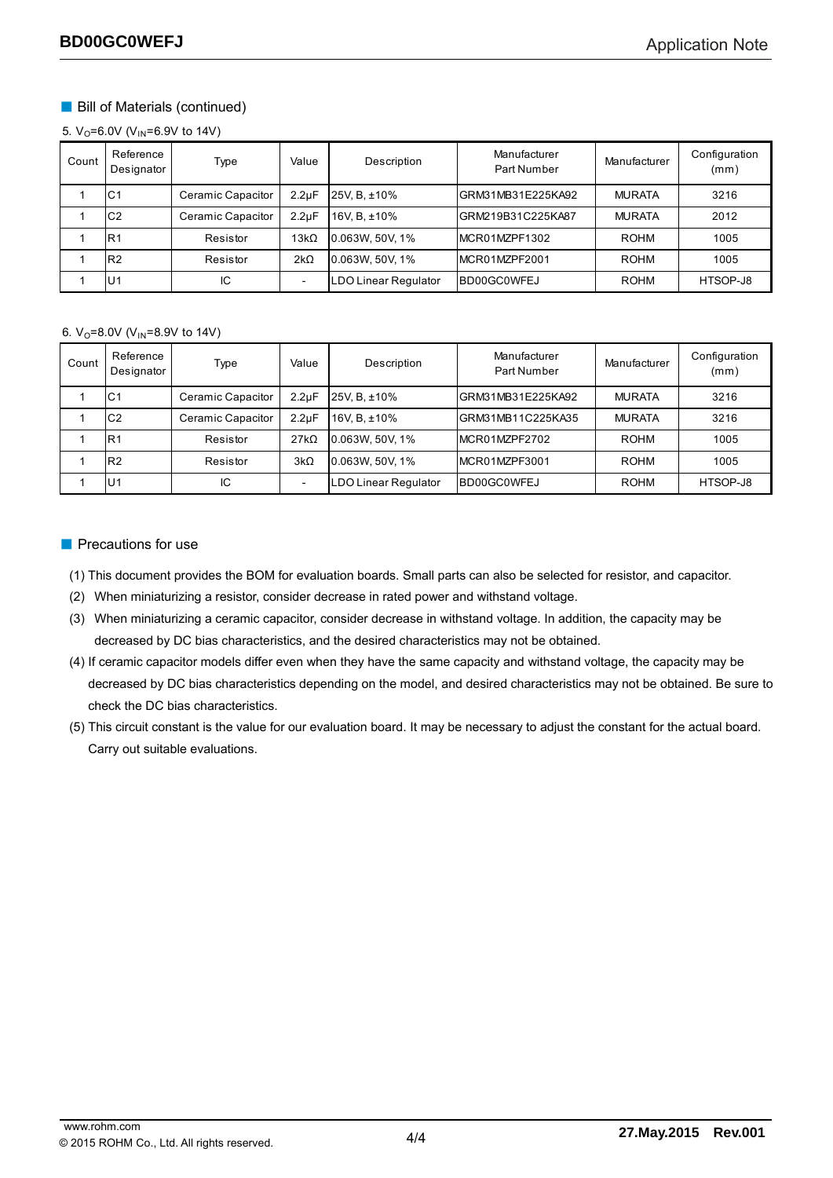## Bill of Materials (continued)

5. $V_O$=6.0V ($V_{IN}$=6.9V to 14V)

| Count | Reference Designator | Type | Value | Description | Manufacturer Part Number | Manufacturer | Configuration (mm) |
|---|---|---|---|---|---|---|---|
| 1 | C1 | Ceramic Capacitor | 2.2µF | 25V, B, ±10% | GRM31MB31E225KA92 | MURATA | 3216 |
| 1 | C2 | Ceramic Capacitor | 2.2µF | 16V, B, ±10% | GRM219B31C225KA87 | MURATA | 2012 |
| 1 | R1 | Resistor | 13kΩ | 0.063W, 50V, 1% | MCR01MZPF1302 | ROHM | 1005 |
| 1 | R2 | Resistor | 2kΩ | 0.063W, 50V, 1% | MCR01MZPF2001 | ROHM | 1005 |
| 1 | U1 | IC | - | LDO Linear Regulator | BD00GC0WFEJ | ROHM | HTSOP-J8 |

6. $V_O$=8.0V ($V_{IN}$=8.9V to 14V)

| Count | Reference Designator | Type | Value | Description | Manufacturer Part Number | Manufacturer | Configuration (mm) |
|---|---|---|---|---|---|---|---|
| 1 | C1 | Ceramic Capacitor | 2.2µF | 25V, B, ±10% | GRM31MB31E225KA92 | MURATA | 3216 |
| 1 | C2 | Ceramic Capacitor | 2.2µF | 16V, B, ±10% | GRM31MB11C225KA35 | MURATA | 3216 |
| 1 | R1 | Resistor | 27kΩ | 0.063W, 50V, 1% | MCR01MZPF2702 | ROHM | 1005 |
| 1 | R2 | Resistor | 3kΩ | 0.063W, 50V, 1% | MCR01MZPF3001 | ROHM | 1005 |
| 1 | U1 | IC | - | LDO Linear Regulator | BD00GC0WFEJ | ROHM | HTSOP-J8 |

## Precautions for use

(1) This document provides the BOM for evaluation boards. Small parts can also be selected for resistor, and capacitor.

(2) When miniaturizing a resistor, consider decrease in rated power and withstand voltage.

(3) When miniaturizing a ceramic capacitor, consider decrease in withstand voltage. In addition, the capacity may be decreased by DC bias characteristics, and the desired characteristics may not be obtained.

(4) If ceramic capacitor models differ even when they have the same capacity and withstand voltage, the capacity may be decreased by DC bias characteristics depending on the model, and desired characteristics may not be obtained. Be sure to check the DC bias characteristics.

(5) This circuit constant is the value for our evaluation board. It may be necessary to adjust the constant for the actual board. Carry out suitable evaluations.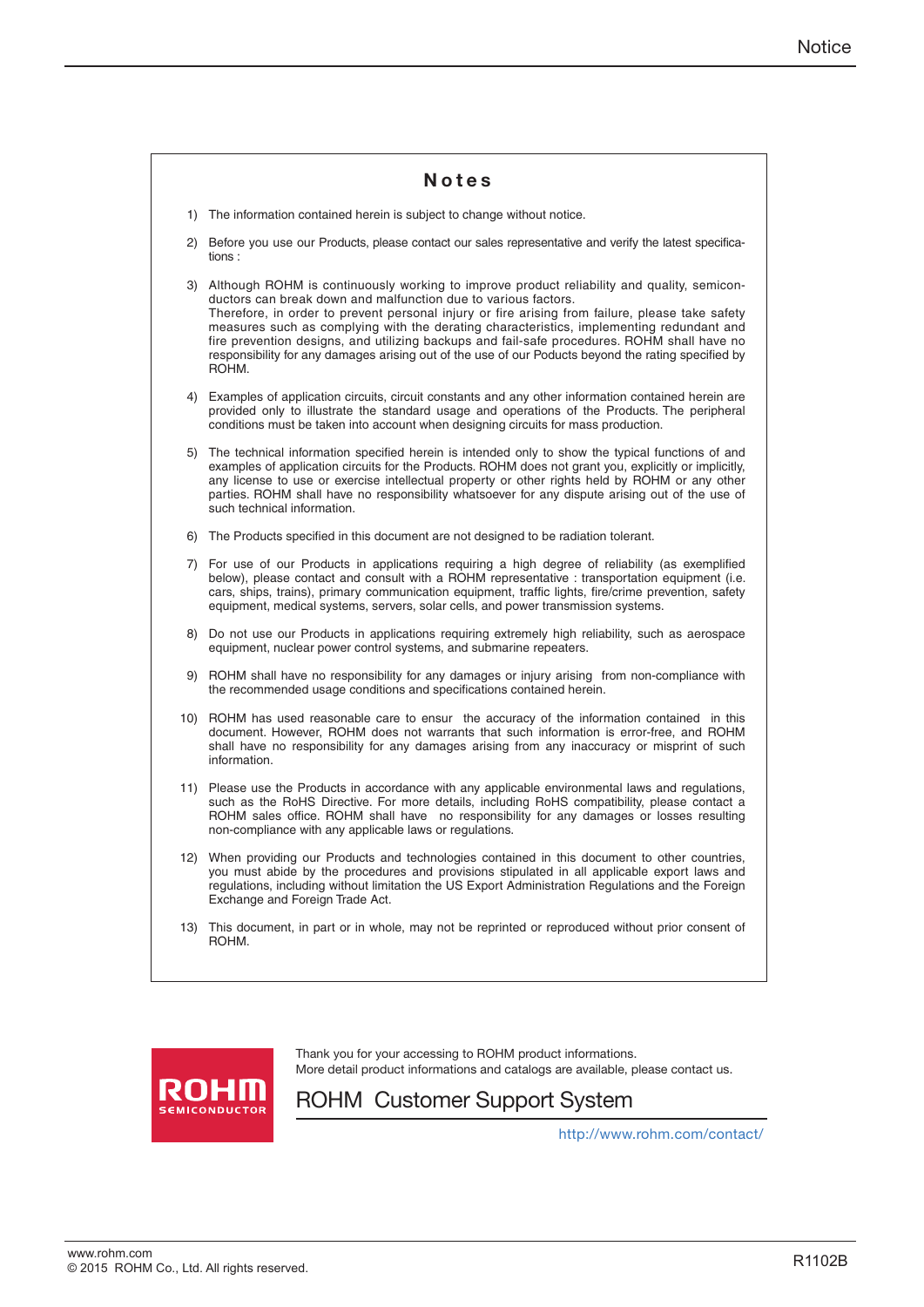## Notes

1) The information contained herein is subject to change without notice.

2) Before you use our Products, please contact our sales representative and verify the latest specifications :

3) Although ROHM is continuously working to improve product reliability and quality, semiconductors can break down and malfunction due to various factors.
Therefore, in order to prevent personal injury or fire arising from failure, please take safety measures such as complying with the derating characteristics, implementing redundant and fire prevention designs, and utilizing backups and fail-safe procedures. ROHM shall have no responsibility for any damages arising out of the use of our Poducts beyond the rating specified by ROHM.

4) Examples of application circuits, circuit constants and any other information contained herein are provided only to illustrate the standard usage and operations of the Products. The peripheral conditions must be taken into account when designing circuits for mass production.

5) The technical information specified herein is intended only to show the typical functions of and examples of application circuits for the Products. ROHM does not grant you, explicitly or implicitly, any license to use or exercise intellectual property or other rights held by ROHM or any other parties. ROHM shall have no responsibility whatsoever for any dispute arising out of the use of such technical information.

6) The Products specified in this document are not designed to be radiation tolerant.

7) For use of our Products in applications requiring a high degree of reliability (as exemplified below), please contact and consult with a ROHM representative : transportation equipment (i.e. cars, ships, trains), primary communication equipment, traffic lights, fire/crime prevention, safety equipment, medical systems, servers, solar cells, and power transmission systems.

8) Do not use our Products in applications requiring extremely high reliability, such as aerospace equipment, nuclear power control systems, and submarine repeaters.

9) ROHM shall have no responsibility for any damages or injury arising from non-compliance with the recommended usage conditions and specifications contained herein.

10) ROHM has used reasonable care to ensur the accuracy of the information contained in this document. However, ROHM does not warrants that such information is error-free, and ROHM shall have no responsibility for any damages arising from any inaccuracy or misprint of such information.

11) Please use the Products in accordance with any applicable environmental laws and regulations, such as the RoHS Directive. For more details, including RoHS compatibility, please contact a ROHM sales office. ROHM shall have no responsibility for any damages or losses resulting non-compliance with any applicable laws or regulations.

12) When providing our Products and technologies contained in this document to other countries, you must abide by the procedures and provisions stipulated in all applicable export laws and regulations, including without limitation the US Export Administration Regulations and the Foreign Exchange and Foreign Trade Act.

13) This document, in part or in whole, may not be reprinted or reproduced without prior consent of ROHM.

ROHM SEMICONDUCTOR

Thank you for your accessing to ROHM product informations.
More detail product informations and catalogs are available, please contact us.

### ROHM Customer Support System

http://www.rohm.com/contact/

www.rohm.com
© 2015 ROHM Co., Ltd. All rights reserved.

R1102B